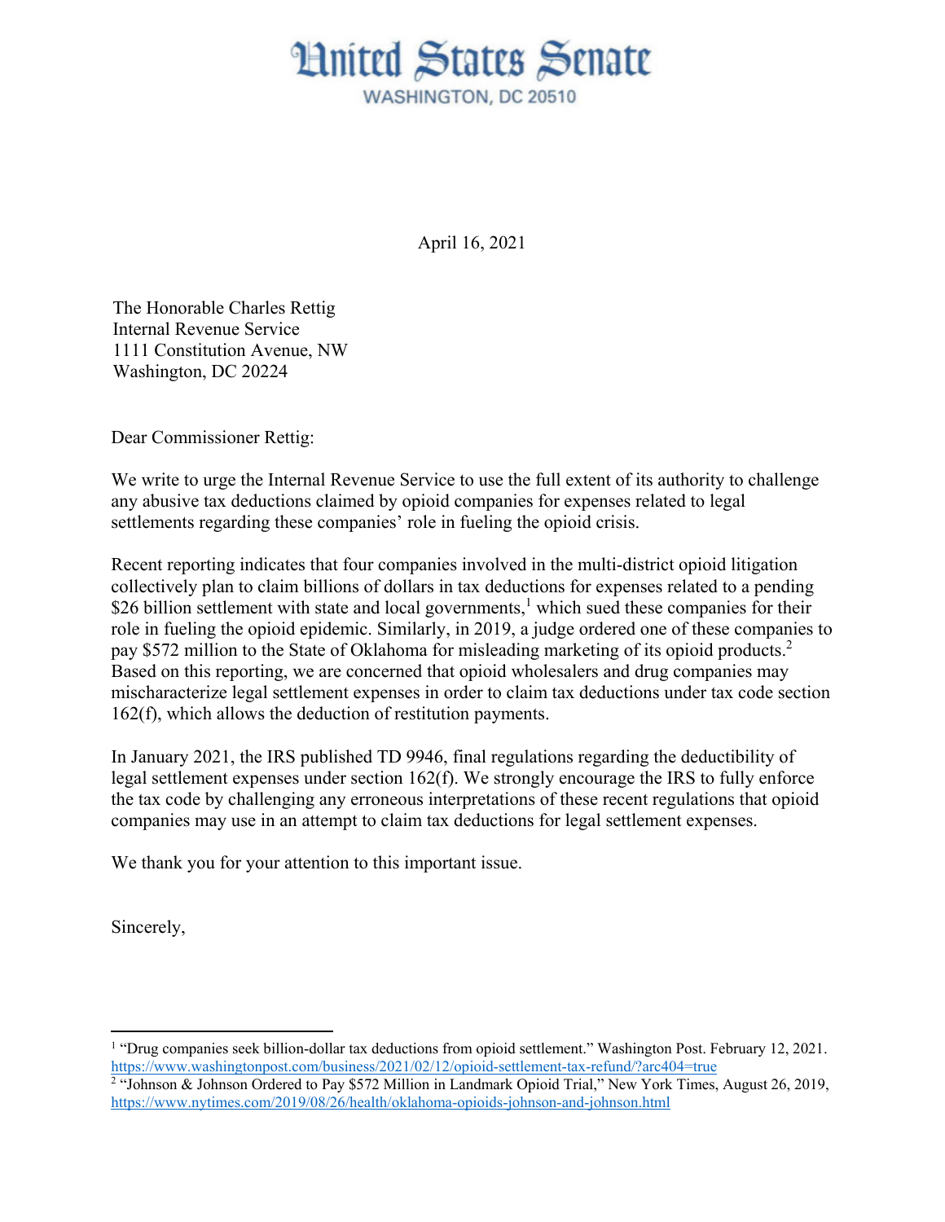# United States Senate

WASHINGTON, DC 20510

April 16, 2021

The Honorable Charles Rettig
Internal Revenue Service
1111 Constitution Avenue, NW
Washington, DC 20224

Dear Commissioner Rettig:

We write to urge the Internal Revenue Service to use the full extent of its authority to challenge any abusive tax deductions claimed by opioid companies for expenses related to legal settlements regarding these companies' role in fueling the opioid crisis.

Recent reporting indicates that four companies involved in the multi-district opioid litigation collectively plan to claim billions of dollars in tax deductions for expenses related to a pending $26 billion settlement with state and local governments,[1] which sued these companies for their role in fueling the opioid epidemic. Similarly, in 2019, a judge ordered one of these companies to pay $572 million to the State of Oklahoma for misleading marketing of its opioid products.[2] Based on this reporting, we are concerned that opioid wholesalers and drug companies may mischaracterize legal settlement expenses in order to claim tax deductions under tax code section 162(f), which allows the deduction of restitution payments.

In January 2021, the IRS published TD 9946, final regulations regarding the deductibility of legal settlement expenses under section 162(f). We strongly encourage the IRS to fully enforce the tax code by challenging any erroneous interpretations of these recent regulations that opioid companies may use in an attempt to claim tax deductions for legal settlement expenses.

We thank you for your attention to this important issue.

Sincerely,

---

[1] "Drug companies seek billion-dollar tax deductions from opioid settlement." Washington Post. February 12, 2021. https://www.washingtonpost.com/business/2021/02/12/opioid-settlement-tax-refund/?arc404=true

[2] "Johnson & Johnson Ordered to Pay $572 Million in Landmark Opioid Trial," New York Times, August 26, 2019, https://www.nytimes.com/2019/08/26/health/oklahoma-opioids-johnson-and-johnson.html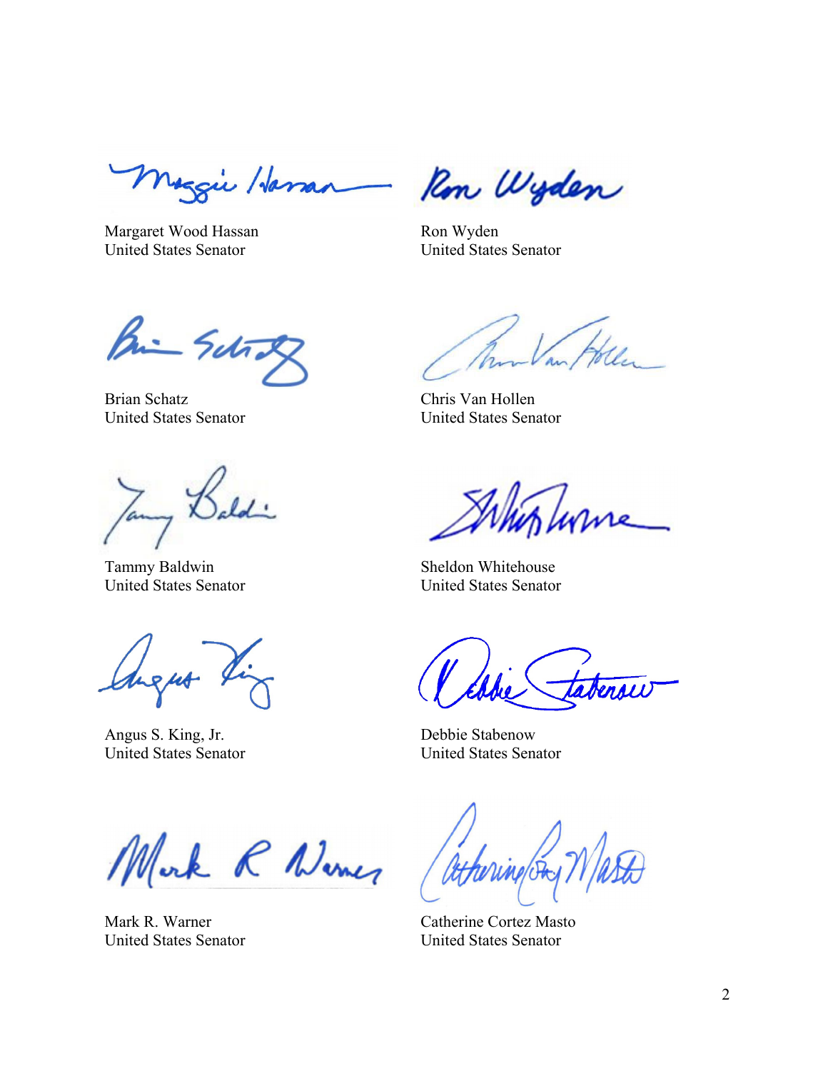Margaret Wood Hassan
United States Senator

Ron Wyden
United States Senator

Brian Schatz
United States Senator

Chris Van Hollen
United States Senator

Tammy Baldwin
United States Senator

Sheldon Whitehouse
United States Senator

Angus S. King, Jr.
United States Senator

Debbie Stabenow
United States Senator

Mark R. Warner
United States Senator

Catherine Cortez Masto
United States Senator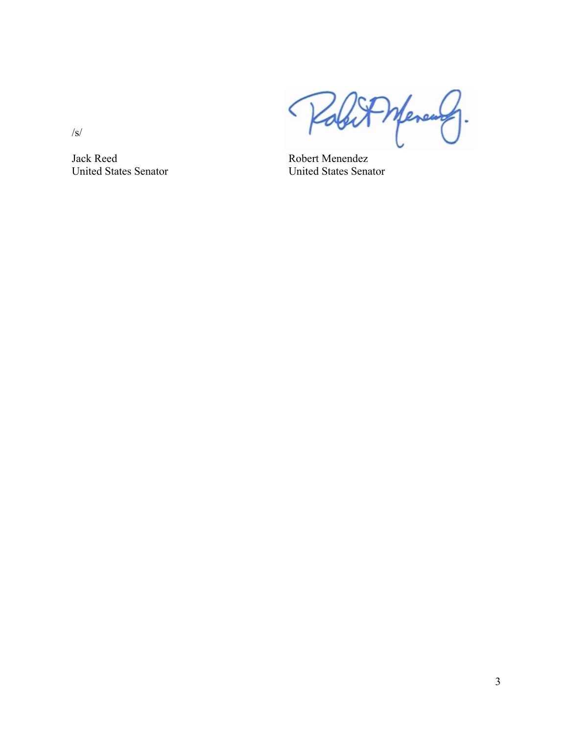/s/

Jack Reed
United States Senator

Robert Menendez
United States Senator